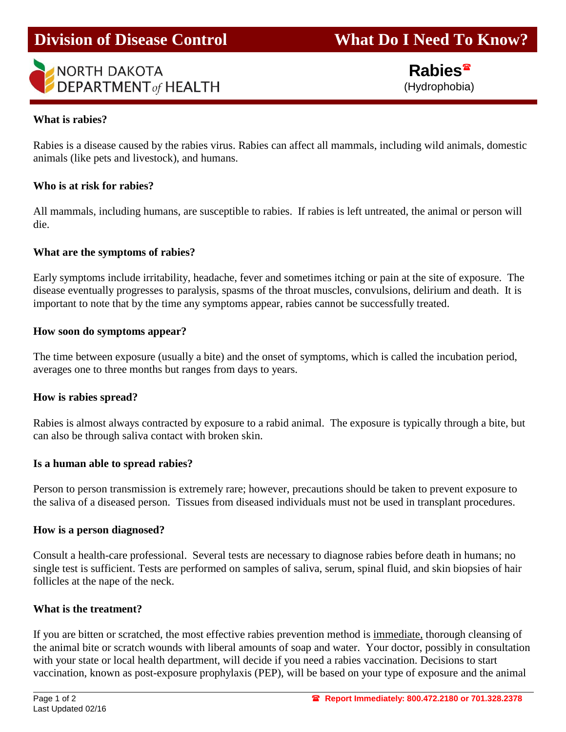Division of Disease Control

What Do I Need To Know?

NORTH DAKOTA DEPARTMENT of HEALTH

# Rabies ☎

(Hydrophobia)

**What is rabies?**

Rabies is a disease caused by the rabies virus. Rabies can affect all mammals, including wild animals, domestic animals (like pets and livestock), and humans.

**Who is at risk for rabies?**

All mammals, including humans, are susceptible to rabies. If rabies is left untreated, the animal or person will die.

**What are the symptoms of rabies?**

Early symptoms include irritability, headache, fever and sometimes itching or pain at the site of exposure. The disease eventually progresses to paralysis, spasms of the throat muscles, convulsions, delirium and death. It is important to note that by the time any symptoms appear, rabies cannot be successfully treated.

**How soon do symptoms appear?**

The time between exposure (usually a bite) and the onset of symptoms, which is called the incubation period, averages one to three months but ranges from days to years.

**How is rabies spread?**

Rabies is almost always contracted by exposure to a rabid animal. The exposure is typically through a bite, but can also be through saliva contact with broken skin.

**Is a human able to spread rabies?**

Person to person transmission is extremely rare; however, precautions should be taken to prevent exposure to the saliva of a diseased person. Tissues from diseased individuals must not be used in transplant procedures.

**How is a person diagnosed?**

Consult a health-care professional. Several tests are necessary to diagnose rabies before death in humans; no single test is sufficient. Tests are performed on samples of saliva, serum, spinal fluid, and skin biopsies of hair follicles at the nape of the neck.

**What is the treatment?**

If you are bitten or scratched, the most effective rabies prevention method is immediate, thorough cleansing of the animal bite or scratch wounds with liberal amounts of soap and water. Your doctor, possibly in consultation with your state or local health department, will decide if you need a rabies vaccination. Decisions to start vaccination, known as post-exposure prophylaxis (PEP), will be based on your type of exposure and the animal

Last Updated 02/16

☎ **Report Immediately: 800.472.2180 or 701.328.2378**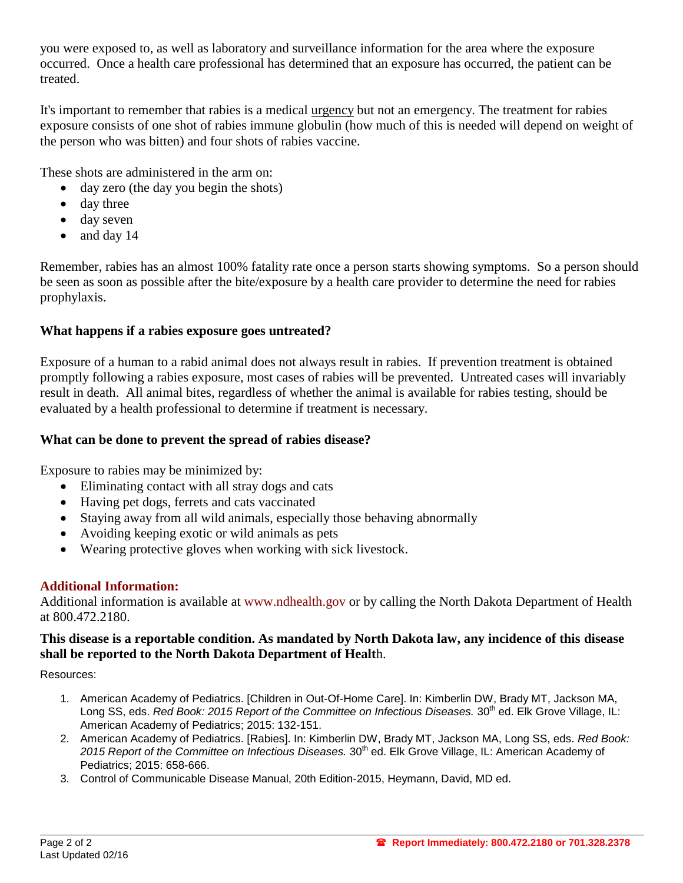you were exposed to, as well as laboratory and surveillance information for the area where the exposure occurred. Once a health care professional has determined that an exposure has occurred, the patient can be treated.

It's important to remember that rabies is a medical <u>urgency</u> but not an emergency. The treatment for rabies exposure consists of one shot of rabies immune globulin (how much of this is needed will depend on weight of the person who was bitten) and four shots of rabies vaccine.

These shots are administered in the arm on:

- day zero (the day you begin the shots)
- day three
- day seven
- and day 14

Remember, rabies has an almost 100% fatality rate once a person starts showing symptoms. So a person should be seen as soon as possible after the bite/exposure by a health care provider to determine the need for rabies prophylaxis.

### What happens if a rabies exposure goes untreated?

Exposure of a human to a rabid animal does not always result in rabies. If prevention treatment is obtained promptly following a rabies exposure, most cases of rabies will be prevented. Untreated cases will invariably result in death. All animal bites, regardless of whether the animal is available for rabies testing, should be evaluated by a health professional to determine if treatment is necessary.

### What can be done to prevent the spread of rabies disease?

Exposure to rabies may be minimized by:

- Eliminating contact with all stray dogs and cats
- Having pet dogs, ferrets and cats vaccinated
- Staying away from all wild animals, especially those behaving abnormally
- Avoiding keeping exotic or wild animals as pets
- Wearing protective gloves when working with sick livestock.

## Additional Information:

Additional information is available at www.ndhealth.gov or by calling the North Dakota Department of Health at 800.472.2180.

**This disease is a reportable condition. As mandated by North Dakota law, any incidence of this disease shall be reported to the North Dakota Department of Health.**

Resources:

1. American Academy of Pediatrics. [Children in Out-Of-Home Care]. In: Kimberlin DW, Brady MT, Jackson MA, Long SS, eds. *Red Book: 2015 Report of the Committee on Infectious Diseases.* 30th ed. Elk Grove Village, IL: American Academy of Pediatrics; 2015: 132-151.
2. American Academy of Pediatrics. [Rabies]. In: Kimberlin DW, Brady MT, Jackson MA, Long SS, eds. *Red Book: 2015 Report of the Committee on Infectious Diseases.* 30th ed. Elk Grove Village, IL: American Academy of Pediatrics; 2015: 658-666.
3. Control of Communicable Disease Manual, 20th Edition-2015, Heymann, David, MD ed.

Last Updated 02/16

☎ **Report Immediately: 800.472.2180 or 701.328.2378**